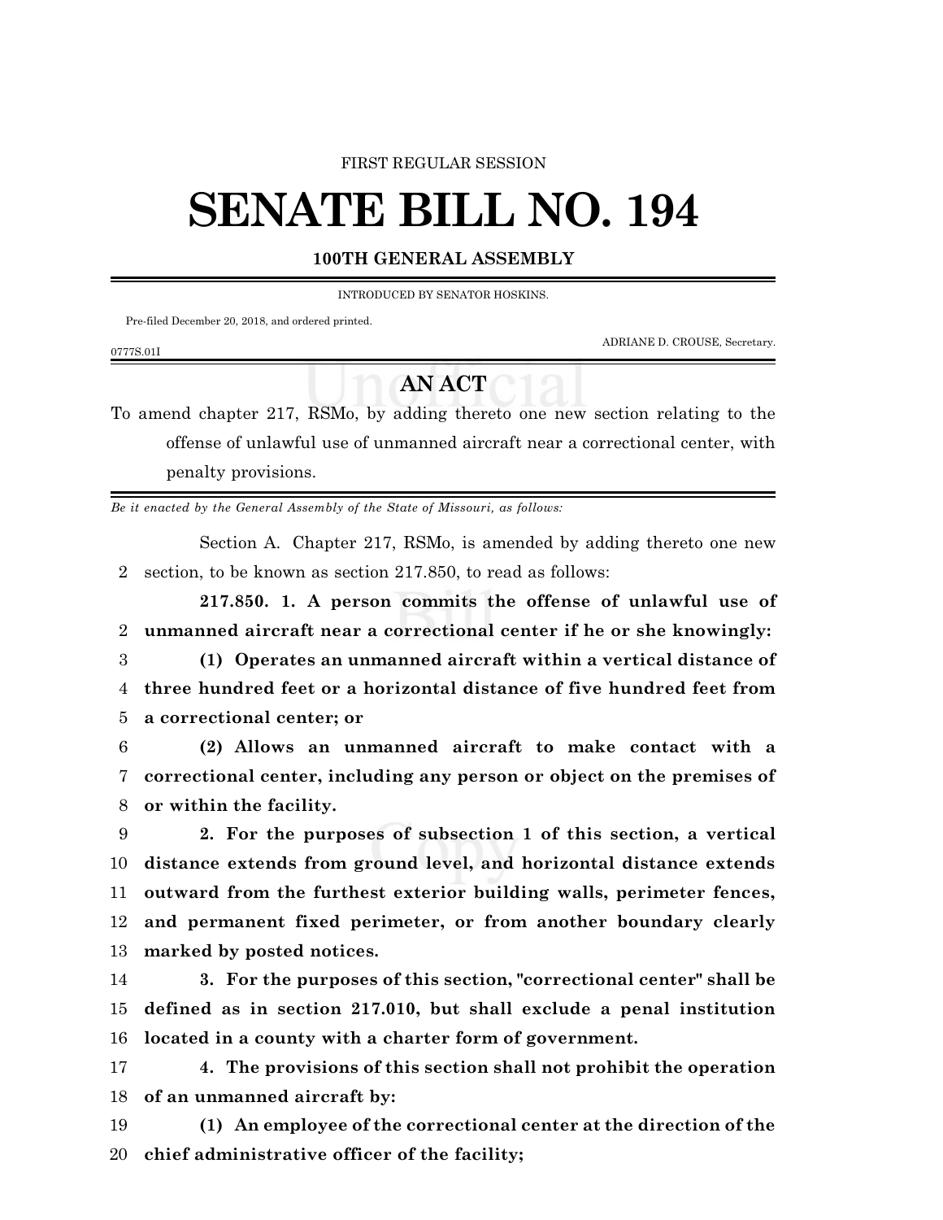FIRST REGULAR SESSION

# SENATE BILL NO. 194

**100TH GENERAL ASSEMBLY**

INTRODUCED BY SENATOR HOSKINS.

Pre-filed December 20, 2018, and ordered printed.

ADRIANE D. CROUSE, Secretary.

0777S.01I

## AN ACT

To amend chapter 217, RSMo, by adding thereto one new section relating to the offense of unlawful use of unmanned aircraft near a correctional center, with penalty provisions.

*Be it enacted by the General Assembly of the State of Missouri, as follows:*

Section A. Chapter 217, RSMo, is amended by adding thereto one new section, to be known as section 217.850, to read as follows:

**217.850. 1. A person commits the offense of unlawful use of unmanned aircraft near a correctional center if he or she knowingly:**

**(1) Operates an unmanned aircraft within a vertical distance of three hundred feet or a horizontal distance of five hundred feet from a correctional center; or**

**(2) Allows an unmanned aircraft to make contact with a correctional center, including any person or object on the premises of or within the facility.**

**2. For the purposes of subsection 1 of this section, a vertical distance extends from ground level, and horizontal distance extends outward from the furthest exterior building walls, perimeter fences, and permanent fixed perimeter, or from another boundary clearly marked by posted notices.**

**3. For the purposes of this section, "correctional center" shall be defined as in section 217.010, but shall exclude a penal institution located in a county with a charter form of government.**

**4. The provisions of this section shall not prohibit the operation of an unmanned aircraft by:**

**(1) An employee of the correctional center at the direction of the chief administrative officer of the facility;**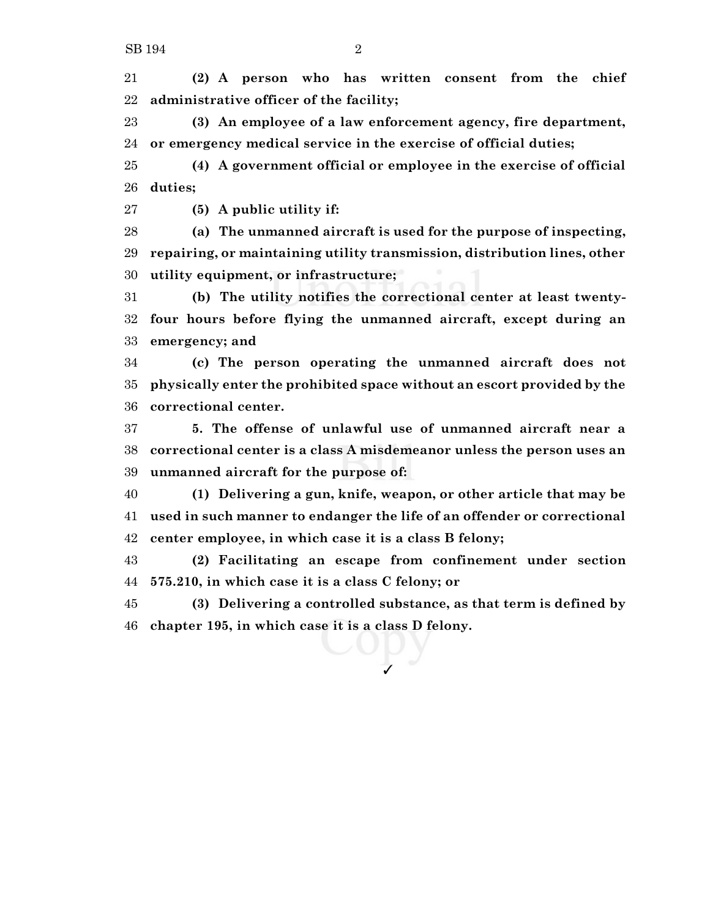**(2) A person who has written consent from the chief administrative officer of the facility;**

**(3) An employee of a law enforcement agency, fire department, or emergency medical service in the exercise of official duties;**

**(4) A government official or employee in the exercise of official duties;**

**(5) A public utility if:**

**(a) The unmanned aircraft is used for the purpose of inspecting, repairing, or maintaining utility transmission, distribution lines, other utility equipment, or infrastructure;**

**(b) The utility notifies the correctional center at least twenty-four hours before flying the unmanned aircraft, except during an emergency; and**

**(c) The person operating the unmanned aircraft does not physically enter the prohibited space without an escort provided by the correctional center.**

**5. The offense of unlawful use of unmanned aircraft near a correctional center is a class A misdemeanor unless the person uses an unmanned aircraft for the purpose of:**

**(1) Delivering a gun, knife, weapon, or other article that may be used in such manner to endanger the life of an offender or correctional center employee, in which case it is a class B felony;**

**(2) Facilitating an escape from confinement under section 575.210, in which case it is a class C felony; or**

**(3) Delivering a controlled substance, as that term is defined by chapter 195, in which case it is a class D felony.**

✓